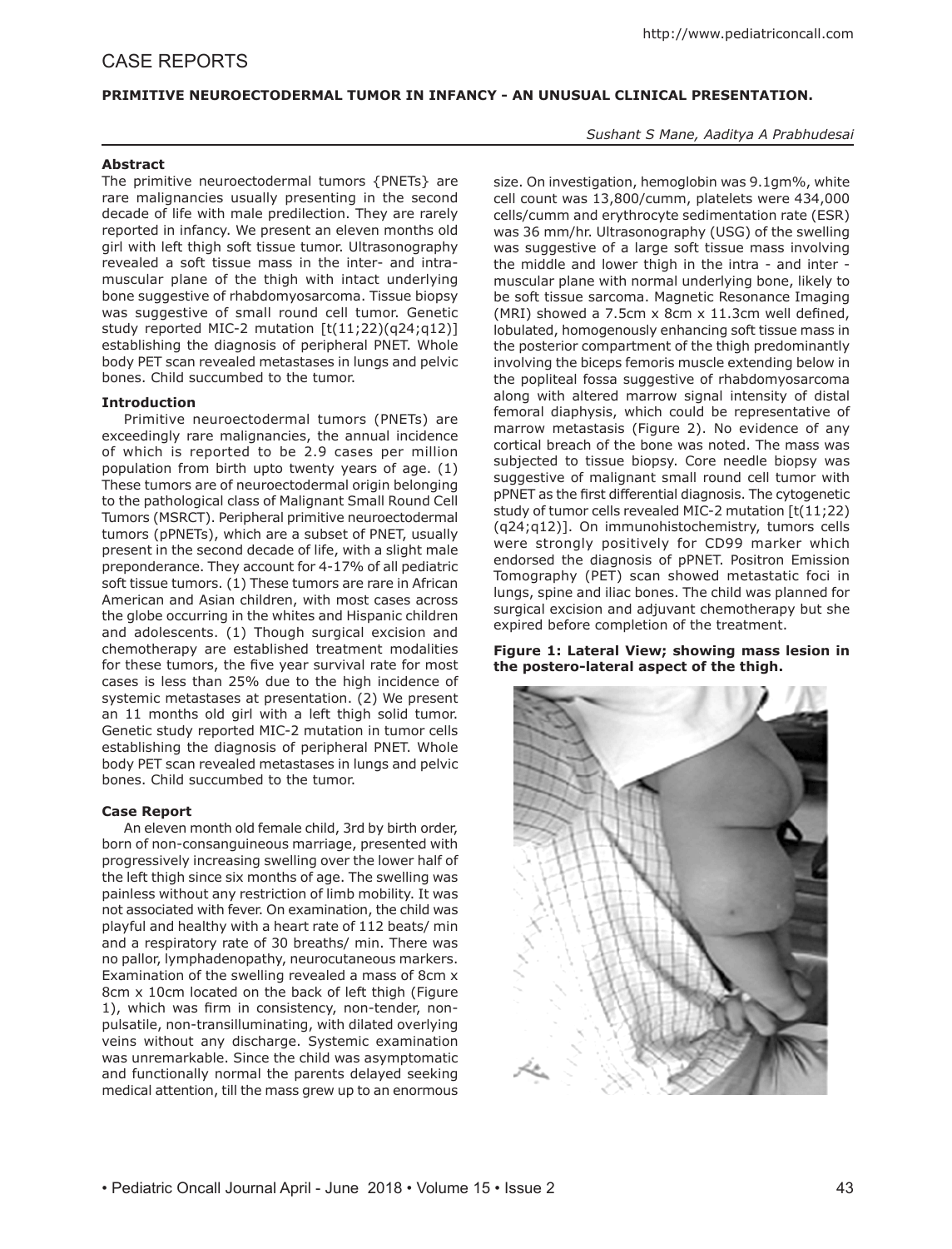# CASE REPORTS

## PRIMITIVE NEUROECTODERMAL TUMOR IN INFANCY - AN UNUSUAL CLINICAL PRESENTATION.

*Sushant S Mane, Aaditya A Prabhudesai*

### Abstract

The primitive neuroectodermal tumors {PNETs} are rare malignancies usually presenting in the second decade of life with male predilection. They are rarely reported in infancy. We present an eleven months old girl with left thigh soft tissue tumor. Ultrasonography revealed a soft tissue mass in the inter- and intra-muscular plane of the thigh with intact underlying bone suggestive of rhabdomyosarcoma. Tissue biopsy was suggestive of small round cell tumor. Genetic study reported MIC-2 mutation [t(11;22)(q24;q12)] establishing the diagnosis of peripheral PNET. Whole body PET scan revealed metastases in lungs and pelvic bones. Child succumbed to the tumor.

### Introduction

Primitive neuroectodermal tumors (PNETs) are exceedingly rare malignancies, the annual incidence of which is reported to be 2.9 cases per million population from birth upto twenty years of age. (1) These tumors are of neuroectodermal origin belonging to the pathological class of Malignant Small Round Cell Tumors (MSRCT). Peripheral primitive neuroectodermal tumors (pPNETs), which are a subset of PNET, usually present in the second decade of life, with a slight male preponderance. They account for 4-17% of all pediatric soft tissue tumors. (1) These tumors are rare in African American and Asian children, with most cases across the globe occurring in the whites and Hispanic children and adolescents. (1) Though surgical excision and chemotherapy are established treatment modalities for these tumors, the five year survival rate for most cases is less than 25% due to the high incidence of systemic metastases at presentation. (2) We present an 11 months old girl with a left thigh solid tumor. Genetic study reported MIC-2 mutation in tumor cells establishing the diagnosis of peripheral PNET. Whole body PET scan revealed metastases in lungs and pelvic bones. Child succumbed to the tumor.

### Case Report

An eleven month old female child, 3rd by birth order, born of non-consanguineous marriage, presented with progressively increasing swelling over the lower half of the left thigh since six months of age. The swelling was painless without any restriction of limb mobility. It was not associated with fever. On examination, the child was playful and healthy with a heart rate of 112 beats/ min and a respiratory rate of 30 breaths/ min. There was no pallor, lymphadenopathy, neurocutaneous markers. Examination of the swelling revealed a mass of 8cm x 8cm x 10cm located on the back of left thigh (Figure 1), which was firm in consistency, non-tender, non-pulsatile, non-transilluminating, with dilated overlying veins without any discharge. Systemic examination was unremarkable. Since the child was asymptomatic and functionally normal the parents delayed seeking medical attention, till the mass grew up to an enormous size. On investigation, hemoglobin was 9.1gm%, white cell count was 13,800/cumm, platelets were 434,000 cells/cumm and erythrocyte sedimentation rate (ESR) was 36 mm/hr. Ultrasonography (USG) of the swelling was suggestive of a large soft tissue mass involving the middle and lower thigh in the intra - and inter - muscular plane with normal underlying bone, likely to be soft tissue sarcoma. Magnetic Resonance Imaging (MRI) showed a 7.5cm x 8cm x 11.3cm well defined, lobulated, homogenously enhancing soft tissue mass in the posterior compartment of the thigh predominantly involving the biceps femoris muscle extending below in the popliteal fossa suggestive of rhabdomyosarcoma along with altered marrow signal intensity of distal femoral diaphysis, which could be representative of marrow metastasis (Figure 2). No evidence of any cortical breach of the bone was noted. The mass was subjected to tissue biopsy. Core needle biopsy was suggestive of malignant small round cell tumor with pPNET as the first differential diagnosis. The cytogenetic study of tumor cells revealed MIC-2 mutation [t(11;22)(q24;q12)]. On immunohistochemistry, tumors cells were strongly positively for CD99 marker which endorsed the diagnosis of pPNET. Positron Emission Tomography (PET) scan showed metastatic foci in lungs, spine and iliac bones. The child was planned for surgical excision and adjuvant chemotherapy but she expired before completion of the treatment.

**Figure 1: Lateral View; showing mass lesion in the postero-lateral aspect of the thigh.**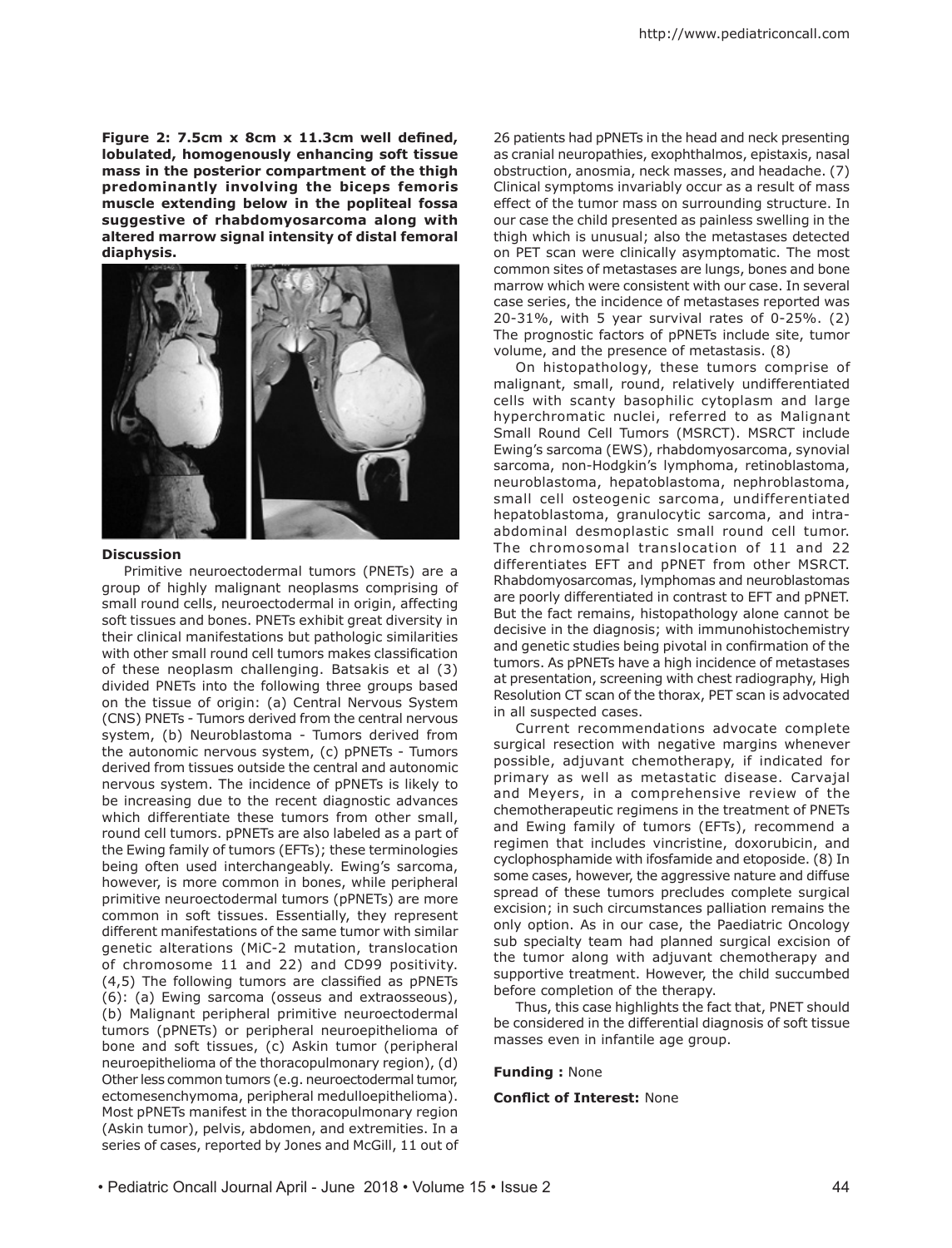**Figure 2: 7.5cm x 8cm x 11.3cm well defined, lobulated, homogenously enhancing soft tissue mass in the posterior compartment of the thigh predominantly involving the biceps femoris muscle extending below in the popliteal fossa suggestive of rhabdomyosarcoma along with altered marrow signal intensity of distal femoral diaphysis.**

## Discussion

Primitive neuroectodermal tumors (PNETs) are a group of highly malignant neoplasms comprising of small round cells, neuroectodermal in origin, affecting soft tissues and bones. PNETs exhibit great diversity in their clinical manifestations but pathologic similarities with other small round cell tumors makes classification of these neoplasm challenging. Batsakis et al (3) divided PNETs into the following three groups based on the tissue of origin: (a) Central Nervous System (CNS) PNETs - Tumors derived from the central nervous system, (b) Neuroblastoma - Tumors derived from the autonomic nervous system, (c) pPNETs - Tumors derived from tissues outside the central and autonomic nervous system. The incidence of pPNETs is likely to be increasing due to the recent diagnostic advances which differentiate these tumors from other small, round cell tumors. pPNETs are also labeled as a part of the Ewing family of tumors (EFTs); these terminologies being often used interchangeably. Ewing's sarcoma, however, is more common in bones, while peripheral primitive neuroectodermal tumors (pPNETs) are more common in soft tissues. Essentially, they represent different manifestations of the same tumor with similar genetic alterations (MiC-2 mutation, translocation of chromosome 11 and 22) and CD99 positivity. (4,5) The following tumors are classified as pPNETs (6): (a) Ewing sarcoma (osseus and extraosseous), (b) Malignant peripheral primitive neuroectodermal tumors (pPNETs) or peripheral neuroepithelioma of bone and soft tissues, (c) Askin tumor (peripheral neuroepithelioma of the thoracopulmonary region), (d) Other less common tumors (e.g. neuroectodermal tumor, ectomesenchymoma, peripheral medulloepithelioma). Most pPNETs manifest in the thoracopulmonary region (Askin tumor), pelvis, abdomen, and extremities. In a series of cases, reported by Jones and McGill, 11 out of 26 patients had pPNETs in the head and neck presenting as cranial neuropathies, exophthalmos, epistaxis, nasal obstruction, anosmia, neck masses, and headache. (7) Clinical symptoms invariably occur as a result of mass effect of the tumor mass on surrounding structure. In our case the child presented as painless swelling in the thigh which is unusual; also the metastases detected on PET scan were clinically asymptomatic. The most common sites of metastases are lungs, bones and bone marrow which were consistent with our case. In several case series, the incidence of metastases reported was 20-31%, with 5 year survival rates of 0-25%. (2) The prognostic factors of pPNETs include site, tumor volume, and the presence of metastasis. (8)

On histopathology, these tumors comprise of malignant, small, round, relatively undifferentiated cells with scanty basophilic cytoplasm and large hyperchromatic nuclei, referred to as Malignant Small Round Cell Tumors (MSRCT). MSRCT include Ewing's sarcoma (EWS), rhabdomyosarcoma, synovial sarcoma, non-Hodgkin's lymphoma, retinoblastoma, neuroblastoma, hepatoblastoma, nephroblastoma, small cell osteogenic sarcoma, undifferentiated hepatoblastoma, granulocytic sarcoma, and intra-abdominal desmoplastic small round cell tumor. The chromosomal translocation of 11 and 22 differentiates EFT and pPNET from other MSRCT. Rhabdomyosarcomas, lymphomas and neuroblastomas are poorly differentiated in contrast to EFT and pPNET. But the fact remains, histopathology alone cannot be decisive in the diagnosis; with immunohistochemistry and genetic studies being pivotal in confirmation of the tumors. As pPNETs have a high incidence of metastases at presentation, screening with chest radiography, High Resolution CT scan of the thorax, PET scan is advocated in all suspected cases.

Current recommendations advocate complete surgical resection with negative margins whenever possible, adjuvant chemotherapy, if indicated for primary as well as metastatic disease. Carvajal and Meyers, in a comprehensive review of the chemotherapeutic regimens in the treatment of PNETs and Ewing family of tumors (EFTs), recommend a regimen that includes vincristine, doxorubicin, and cyclophosphamide with ifosfamide and etoposide. (8) In some cases, however, the aggressive nature and diffuse spread of these tumors precludes complete surgical excision; in such circumstances palliation remains the only option. As in our case, the Paediatric Oncology sub specialty team had planned surgical excision of the tumor along with adjuvant chemotherapy and supportive treatment. However, the child succumbed before completion of the therapy.

Thus, this case highlights the fact that, PNET should be considered in the differential diagnosis of soft tissue masses even in infantile age group.

**Funding :** None

**Conflict of Interest:** None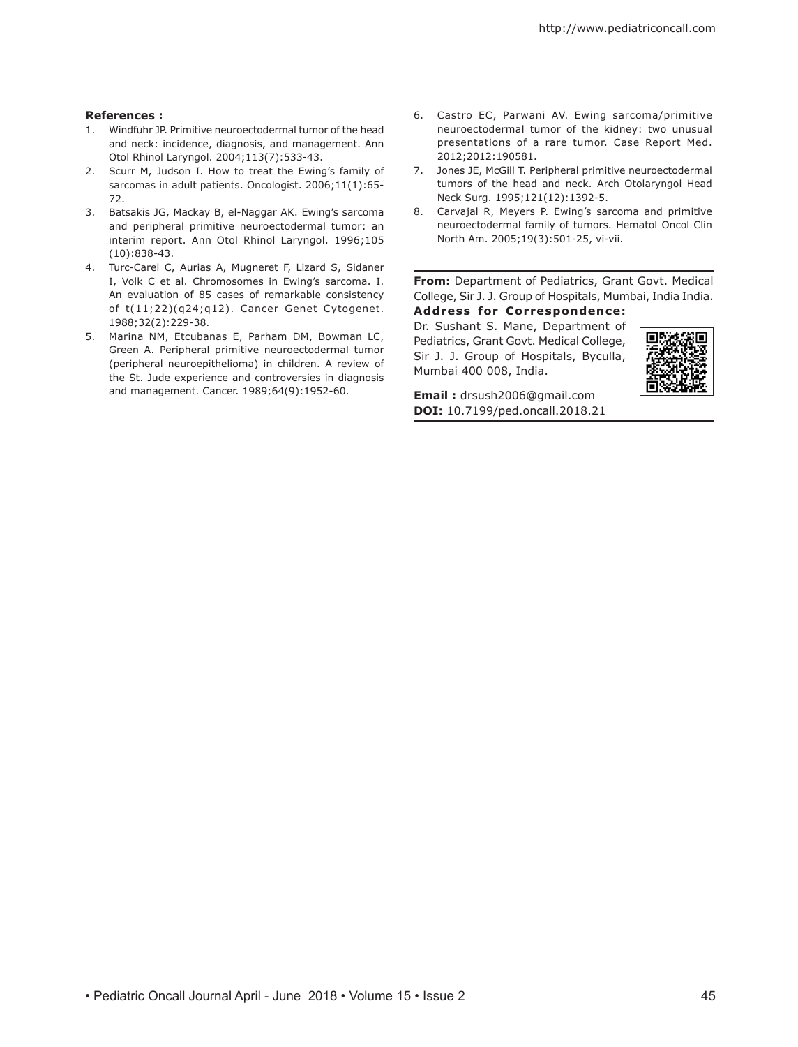**References :**

1. Windfuhr JP. Primitive neuroectodermal tumor of the head and neck: incidence, diagnosis, and management. Ann Otol Rhinol Laryngol. 2004;113(7):533-43.
2. Scurr M, Judson I. How to treat the Ewing's family of sarcomas in adult patients. Oncologist. 2006;11(1):65-72.
3. Batsakis JG, Mackay B, el-Naggar AK. Ewing's sarcoma and peripheral primitive neuroectodermal tumor: an interim report. Ann Otol Rhinol Laryngol. 1996;105 (10):838-43.
4. Turc-Carel C, Aurias A, Mugneret F, Lizard S, Sidaner I, Volk C et al. Chromosomes in Ewing's sarcoma. I. An evaluation of 85 cases of remarkable consistency of t(11;22)(q24;q12). Cancer Genet Cytogenet. 1988;32(2):229-38.
5. Marina NM, Etcubanas E, Parham DM, Bowman LC, Green A. Peripheral primitive neuroectodermal tumor (peripheral neuroepithelioma) in children. A review of the St. Jude experience and controversies in diagnosis and management. Cancer. 1989;64(9):1952-60.
6. Castro EC, Parwani AV. Ewing sarcoma/primitive neuroectodermal tumor of the kidney: two unusual presentations of a rare tumor. Case Report Med. 2012;2012:190581.
7. Jones JE, McGill T. Peripheral primitive neuroectodermal tumors of the head and neck. Arch Otolaryngol Head Neck Surg. 1995;121(12):1392-5.
8. Carvajal R, Meyers P. Ewing's sarcoma and primitive neuroectodermal family of tumors. Hematol Oncol Clin North Am. 2005;19(3):501-25, vi-vii.

**From:** Department of Pediatrics, Grant Govt. Medical College, Sir J. J. Group of Hospitals, Mumbai, India India.

**Address for Correspondence:**
Dr. Sushant S. Mane, Department of Pediatrics, Grant Govt. Medical College, Sir J. J. Group of Hospitals, Byculla, Mumbai 400 008, India.

**Email :** drsush2006@gmail.com

**DOI:** 10.7199/ped.oncall.2018.21